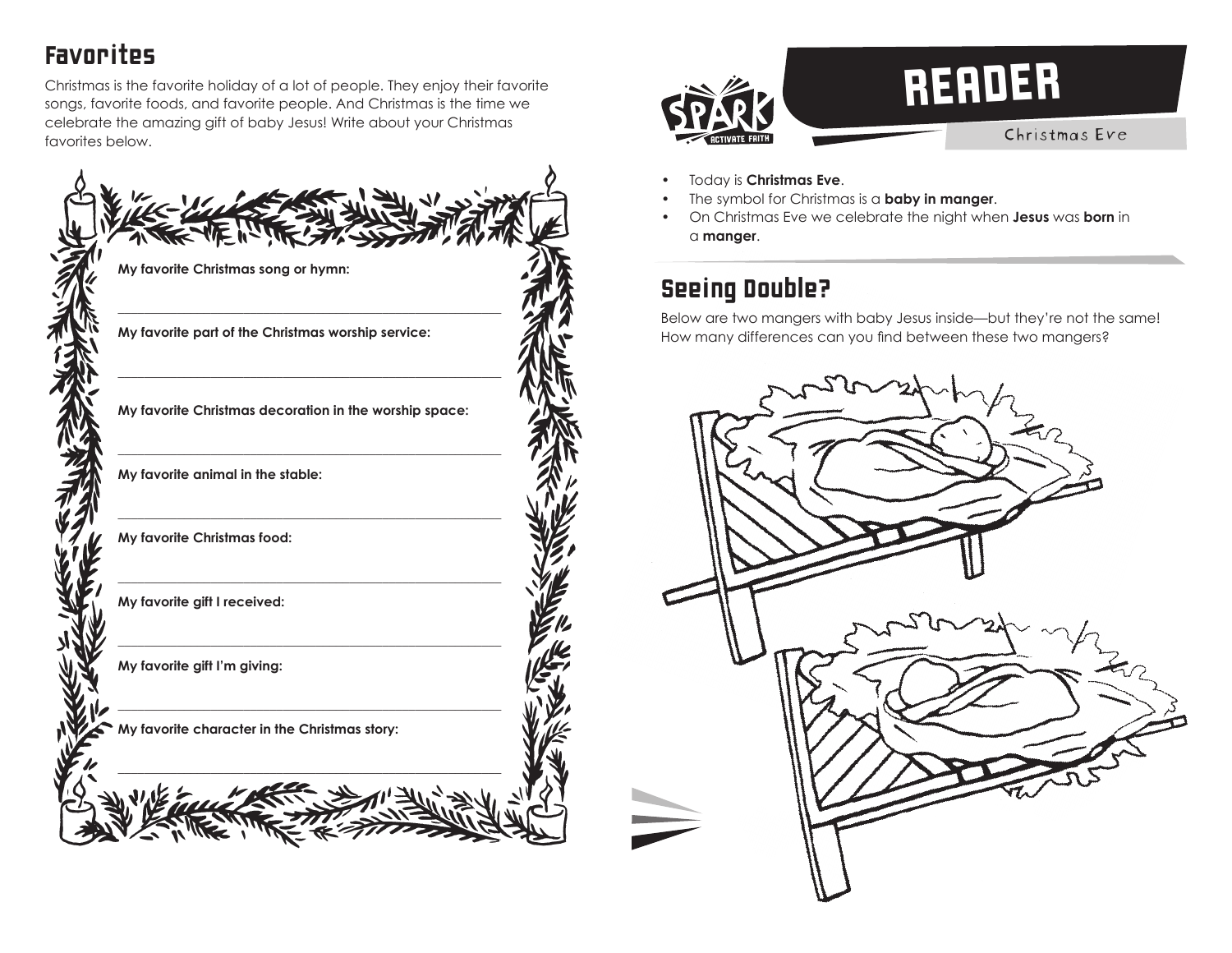## Favorites

Christmas is the favorite holiday of a lot of people. They enjoy their favorite songs, favorite foods, and favorite people. And Christmas is the time we celebrate the amazing gift of baby Jesus! Write about your Christmas favorites below.

**My favorite Christmas song or hymn:**

______________________________________________

**My favorite part of the Christmas worship service:**

______________________________________________

**My favorite Christmas decoration in the worship space:**

______________________________________________

**My favorite animal in the stable:**

______________________________________________

**My favorite Christmas food:**

______________________________________________

**My favorite gift I received:**

______________________________________________

**My favorite gift I'm giving:**

______________________________________________

**My favorite character in the Christmas story:**

______________________________________________

# READER

Christmas Eve

- Today is **Christmas Eve**.
- The symbol for Christmas is a **baby in manger**.
- On Christmas Eve we celebrate the night when **Jesus** was **born** in a **manger**.

## Seeing Double?

Below are two mangers with baby Jesus inside—but they're not the same! How many differences can you find between these two mangers?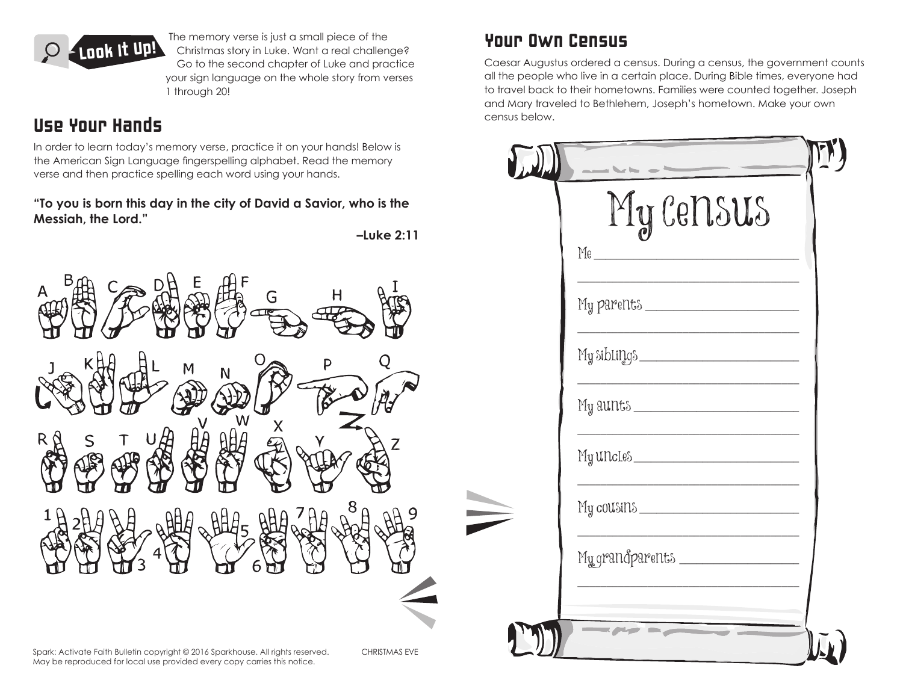**Look It Up!** The memory verse is just a small piece of the Christmas story in Luke. Want a real challenge? Go to the second chapter of Luke and practice your sign language on the whole story from verses 1 through 20!

## Use Your Hands

In order to learn today's memory verse, practice it on your hands! Below is the American Sign Language fingerspelling alphabet. Read the memory verse and then practice spelling each word using your hands.

**"To you is born this day in the city of David a Savior, who is the Messiah, the Lord."**

**–Luke 2:11**

A B C D E F G H I

J K L M N O P Q

R S T U V W X Y Z

1 2 3 4 5 6 7 8 9

Spark: Activate Faith Bulletin copyright © 2016 Sparkhouse. All rights reserved. May be reproduced for local use provided every copy carries this notice.

CHRISTMAS EVE

## Your Own Census

Caesar Augustus ordered a census. During a census, the government counts all the people who live in a certain place. During Bible times, everyone had to travel back to their hometowns. Families were counted together. Joseph and Mary traveled to Bethlehem, Joseph's hometown. Make your own census below.

### My Census

Me ___________________________

My parents ___________________________

My siblings ___________________________

My aunts ___________________________

My uncles ___________________________

My cousins ___________________________

My grandparents ___________________________